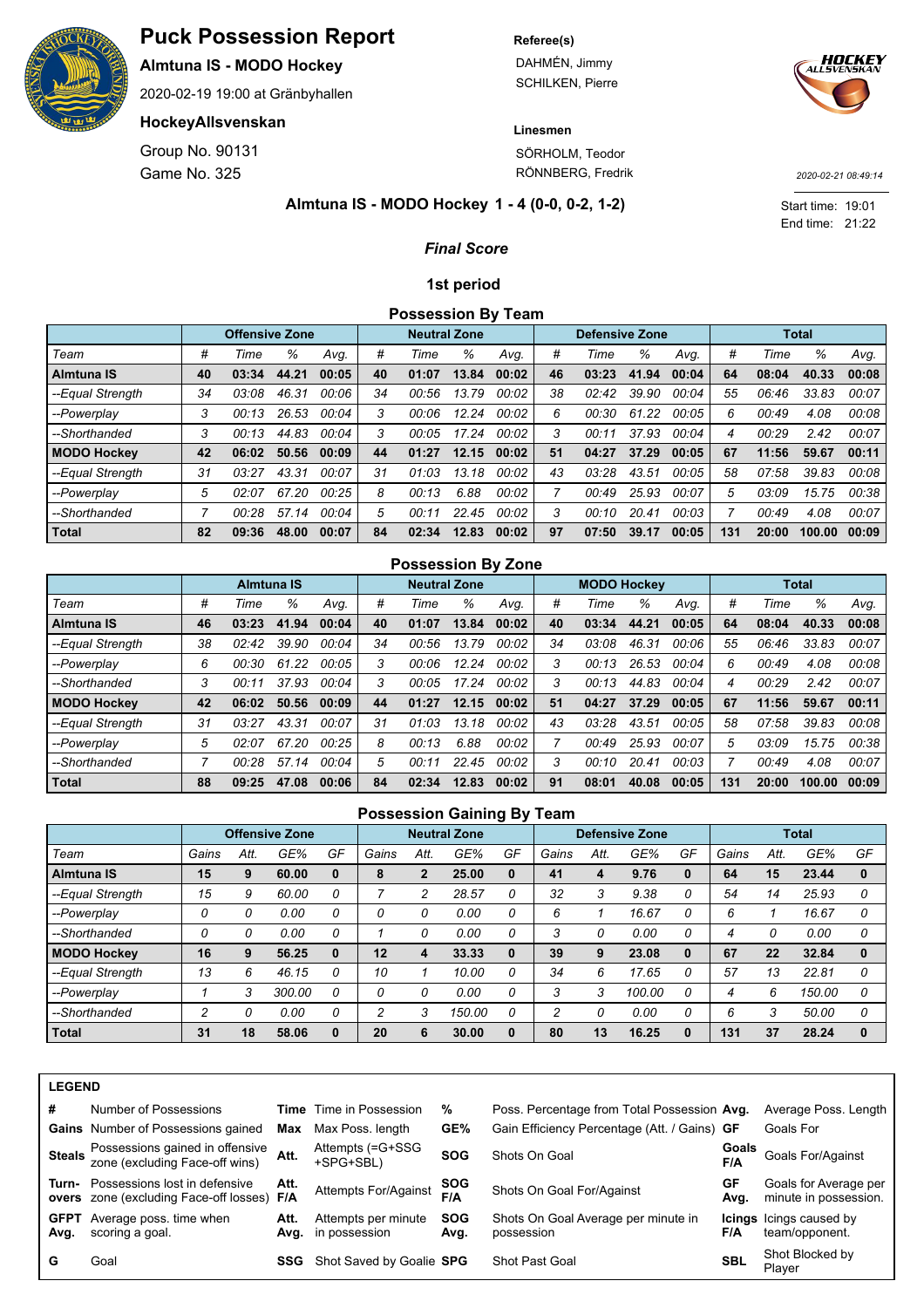# Puck Possession Report

**Almtuna IS - MODO Hockey**

2020-02-19 19:00 at Gränbyhallen

**HockeyAllsvenskan**

Group No. 90131

Game No. 325

**Referee(s)**

DAHMÉN, Jimmy

SCHILKEN, Pierre

**Linesmen**

SÖRHOLM, Teodor

RÖNNBERG, Fredrik

*2020-02-21 08:49:14*

**Almtuna IS - MODO Hockey 1 - 4 (0-0, 0-2, 1-2)**

Start time: 19:01

End time: 21:22

***Final Score***

## 1st period

### Possession By Team

| | Offensive Zone | | | | Neutral Zone | | | | Defensive Zone | | | | Total | | | |
|---|---|---|---|---|---|---|---|---|---|---|---|---|---|---|---|---|
| *Team* | *#* | *Time* | *%* | *Avg.* | *#* | *Time* | *%* | *Avg.* | *#* | *Time* | *%* | *Avg.* | *#* | *Time* | *%* | *Avg.* |
| **Almtuna IS** | **40** | **03:34** | **44.21** | **00:05** | **40** | **01:07** | **13.84** | **00:02** | **46** | **03:23** | **41.94** | **00:04** | **64** | **08:04** | **40.33** | **00:08** |
| *--Equal Strength* | *34* | *03:08* | *46.31* | *00:06* | *34* | *00:56* | *13.79* | *00:02* | *38* | *02:42* | *39.90* | *00:04* | *55* | *06:46* | *33.83* | *00:07* |
| *--Powerplay* | *3* | *00:13* | *26.53* | *00:04* | *3* | *00:06* | *12.24* | *00:02* | *6* | *00:30* | *61.22* | *00:05* | *6* | *00:49* | *4.08* | *00:08* |
| *--Shorthanded* | *3* | *00:13* | *44.83* | *00:04* | *3* | *00:05* | *17.24* | *00:02* | *3* | *00:11* | *37.93* | *00:04* | *4* | *00:29* | *2.42* | *00:07* |
| **MODO Hockey** | **42** | **06:02** | **50.56** | **00:09** | **44** | **01:27** | **12.15** | **00:02** | **51** | **04:27** | **37.29** | **00:05** | **67** | **11:56** | **59.67** | **00:11** |
| *--Equal Strength* | *31* | *03:27* | *43.31* | *00:07* | *31* | *01:03* | *13.18* | *00:02* | *43* | *03:28* | *43.51* | *00:05* | *58* | *07:58* | *39.83* | *00:08* |
| *--Powerplay* | *5* | *02:07* | *67.20* | *00:25* | *8* | *00:13* | *6.88* | *00:02* | *7* | *00:49* | *25.93* | *00:07* | *5* | *03:09* | *15.75* | *00:38* |
| *--Shorthanded* | *7* | *00:28* | *57.14* | *00:04* | *5* | *00:11* | *22.45* | *00:02* | *3* | *00:10* | *20.41* | *00:03* | *7* | *00:49* | *4.08* | *00:07* |
| **Total** | **82** | **09:36** | **48.00** | **00:07** | **84** | **02:34** | **12.83** | **00:02** | **97** | **07:50** | **39.17** | **00:05** | **131** | **20:00** | **100.00** | **00:09** |

### Possession By Zone

| | Almtuna IS | | | | Neutral Zone | | | | MODO Hockey | | | | Total | | | |
|---|---|---|---|---|---|---|---|---|---|---|---|---|---|---|---|---|
| *Team* | *#* | *Time* | *%* | *Avg.* | *#* | *Time* | *%* | *Avg.* | *#* | *Time* | *%* | *Avg.* | *#* | *Time* | *%* | *Avg.* |
| **Almtuna IS** | **46** | **03:23** | **41.94** | **00:04** | **40** | **01:07** | **13.84** | **00:02** | **40** | **03:34** | **44.21** | **00:05** | **64** | **08:04** | **40.33** | **00:08** |
| *--Equal Strength* | *38* | *02:42* | *39.90* | *00:04* | *34* | *00:56* | *13.79* | *00:02* | *34* | *03:08* | *46.31* | *00:06* | *55* | *06:46* | *33.83* | *00:07* |
| *--Powerplay* | *6* | *00:30* | *61.22* | *00:05* | *3* | *00:06* | *12.24* | *00:02* | *3* | *00:13* | *26.53* | *00:04* | *6* | *00:49* | *4.08* | *00:08* |
| *--Shorthanded* | *3* | *00:11* | *37.93* | *00:04* | *3* | *00:05* | *17.24* | *00:02* | *3* | *00:13* | *44.83* | *00:04* | *4* | *00:29* | *2.42* | *00:07* |
| **MODO Hockey** | **42** | **06:02** | **50.56** | **00:09** | **44** | **01:27** | **12.15** | **00:02** | **51** | **04:27** | **37.29** | **00:05** | **67** | **11:56** | **59.67** | **00:11** |
| *--Equal Strength* | *31* | *03:27* | *43.31* | *00:07* | *31* | *01:03* | *13.18* | *00:02* | *43* | *03:28* | *43.51* | *00:05* | *58* | *07:58* | *39.83* | *00:08* |
| *--Powerplay* | *5* | *02:07* | *67.20* | *00:25* | *8* | *00:13* | *6.88* | *00:02* | *7* | *00:49* | *25.93* | *00:07* | *5* | *03:09* | *15.75* | *00:38* |
| *--Shorthanded* | *7* | *00:28* | *57.14* | *00:04* | *5* | *00:11* | *22.45* | *00:02* | *3* | *00:10* | *20.41* | *00:03* | *7* | *00:49* | *4.08* | *00:07* |
| **Total** | **88** | **09:25** | **47.08** | **00:06** | **84** | **02:34** | **12.83** | **00:02** | **91** | **08:01** | **40.08** | **00:05** | **131** | **20:00** | **100.00** | **00:09** |

### Possession Gaining By Team

| | Offensive Zone | | | | Neutral Zone | | | | Defensive Zone | | | | Total | | | |
|---|---|---|---|---|---|---|---|---|---|---|---|---|---|---|---|---|
| *Team* | *Gains* | *Att.* | *GE%* | *GF* | *Gains* | *Att.* | *GE%* | *GF* | *Gains* | *Att.* | *GE%* | *GF* | *Gains* | *Att.* | *GE%* | *GF* |
| **Almtuna IS** | **15** | **9** | **60.00** | **0** | **8** | **2** | **25.00** | **0** | **41** | **4** | **9.76** | **0** | **64** | **15** | **23.44** | **0** |
| *--Equal Strength* | *15* | *9* | *60.00* | *0* | *7* | *2* | *28.57* | *0* | *32* | *3* | *9.38* | *0* | *54* | *14* | *25.93* | *0* |
| *--Powerplay* | *0* | *0* | *0.00* | *0* | *0* | *0* | *0.00* | *0* | *6* | *1* | *16.67* | *0* | *6* | *1* | *16.67* | *0* |
| *--Shorthanded* | *0* | *0* | *0.00* | *0* | *1* | *0* | *0.00* | *0* | *3* | *0* | *0.00* | *0* | *4* | *0* | *0.00* | *0* |
| **MODO Hockey** | **16** | **9** | **56.25** | **0** | **12** | **4** | **33.33** | **0** | **39** | **9** | **23.08** | **0** | **67** | **22** | **32.84** | **0** |
| *--Equal Strength* | *13* | *6* | *46.15* | *0* | *10* | *1* | *10.00* | *0* | *34* | *6* | *17.65* | *0* | *57* | *13* | *22.81* | *0* |
| *--Powerplay* | *1* | *3* | *300.00* | *0* | *0* | *0* | *0.00* | *0* | *3* | *3* | *100.00* | *0* | *4* | *6* | *150.00* | *0* |
| *--Shorthanded* | *2* | *0* | *0.00* | *0* | *2* | *3* | *150.00* | *0* | *2* | *0* | *0.00* | *0* | *6* | *3* | *50.00* | *0* |
| **Total** | **31** | **18** | **58.06** | **0** | **20** | **6** | **30.00** | **0** | **80** | **13** | **16.25** | **0** | **131** | **37** | **28.24** | **0** |

**LEGEND**

| | | | | | | | |
|---|---|---|---|---|---|---|---|
| **#** | Number of Possessions | **Time** | Time in Possession | **%** | Poss. Percentage from Total Possession | **Avg.** | Average Poss. Length |
| **Gains** | Number of Possessions gained | **Max** | Max Poss. length | **GE%** | Gain Efficiency Percentage (Att. / Gains) | **GF** | Goals For |
| **Steals** | Possessions gained in offensive zone (excluding Face-off wins) | **Att.** | Attempts (=G+SSG +SPG+SBL) | **SOG** | Shots On Goal | **Goals F/A** | Goals For/Against |
| **Turn-overs** | Possessions lost in defensive zone (excluding Face-off losses) | **Att. F/A** | Attempts For/Against | **SOG F/A** | Shots On Goal For/Against | **GF Avg.** | Goals for Average per minute in possession. |
| **GFPT Avg.** | Average poss. time when scoring a goal. | **Att. Avg.** | Attempts per minute in possession | **SOG Avg.** | Shots On Goal Average per minute in possession | **Icings F/A** | Icings caused by team/opponent. |
| **G** | Goal | **SSG** | Shot Saved by Goalie | **SPG** | Shot Past Goal | **SBL** | Shot Blocked by Player |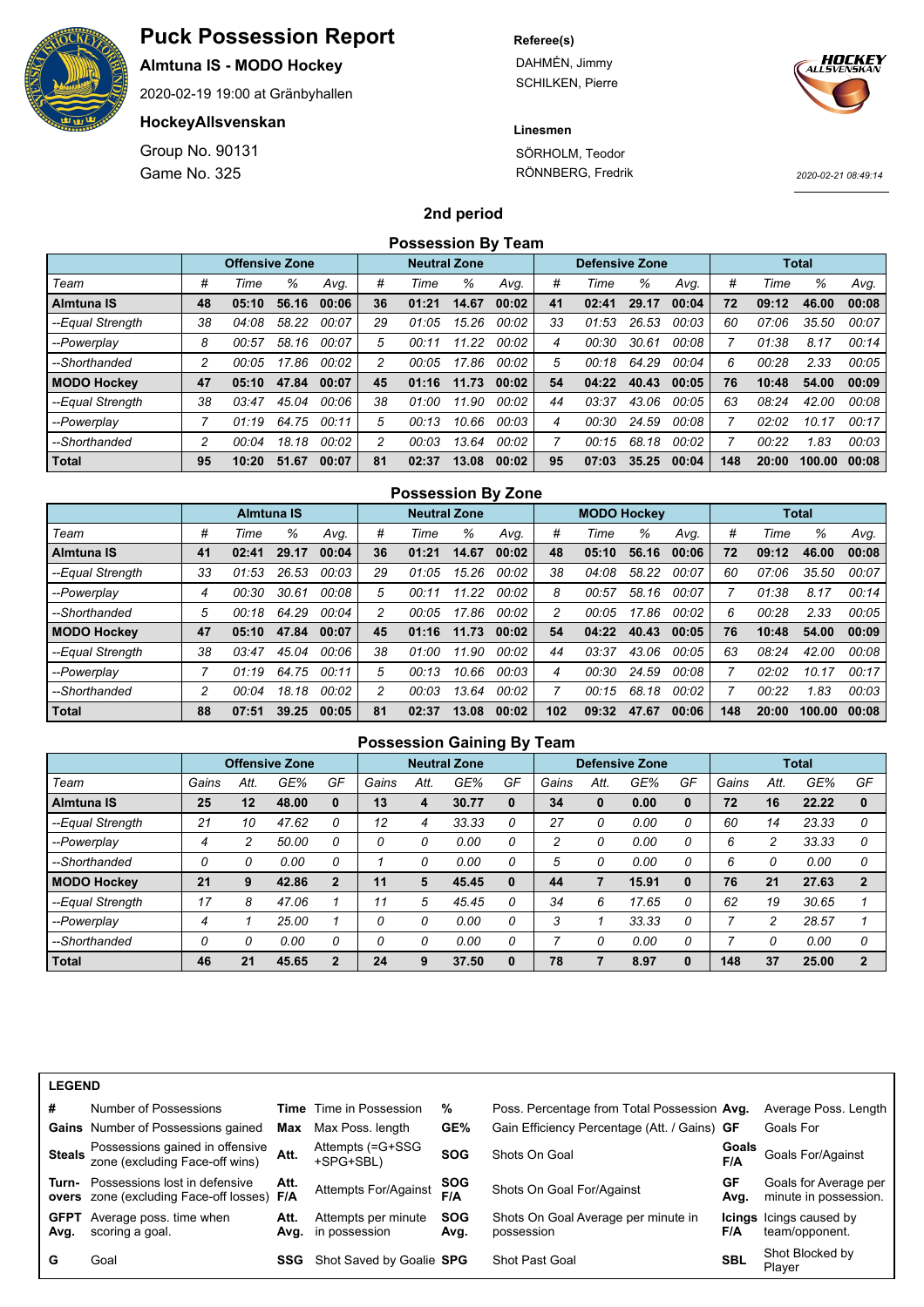# Puck Possession Report

**Almtuna IS - MODO Hockey**

2020-02-19 19:00 at Gränbyhallen

**HockeyAllsvenskan**

Group No. 90131

Game No. 325

**Referee(s)**

DAHMÉN, Jimmy
SCHILKEN, Pierre

**Linesmen**

SÖRHOLM, Teodor
RÖNNBERG, Fredrik

2020-02-21 08:49:14

## 2nd period

### Possession By Team

| | Offensive Zone | | | | Neutral Zone | | | | Defensive Zone | | | | Total | | | |
|---|---|---|---|---|---|---|---|---|---|---|---|---|---|---|---|---|
| Team | # | Time | % | Avg. | # | Time | % | Avg. | # | Time | % | Avg. | # | Time | % | Avg. |
| **Almtuna IS** | **48** | **05:10** | **56.16** | **00:06** | **36** | **01:21** | **14.67** | **00:02** | **41** | **02:41** | **29.17** | **00:04** | **72** | **09:12** | **46.00** | **00:08** |
| *--Equal Strength* | *38* | *04:08* | *58.22* | *00:07* | *29* | *01:05* | *15.26* | *00:02* | *33* | *01:53* | *26.53* | *00:03* | *60* | *07:06* | *35.50* | *00:07* |
| *--Powerplay* | *8* | *00:57* | *58.16* | *00:07* | *5* | *00:11* | *11.22* | *00:02* | *4* | *00:30* | *30.61* | *00:08* | *7* | *01:38* | *8.17* | *00:14* |
| *--Shorthanded* | *2* | *00:05* | *17.86* | *00:02* | *2* | *00:05* | *17.86* | *00:02* | *5* | *00:18* | *64.29* | *00:04* | *6* | *00:28* | *2.33* | *00:05* |
| **MODO Hockey** | **47** | **05:10** | **47.84** | **00:07** | **45** | **01:16** | **11.73** | **00:02** | **54** | **04:22** | **40.43** | **00:05** | **76** | **10:48** | **54.00** | **00:09** |
| *--Equal Strength* | *38* | *03:47* | *45.04* | *00:06* | *38* | *01:00* | *11.90* | *00:02* | *44* | *03:37* | *43.06* | *00:05* | *63* | *08:24* | *42.00* | *00:08* |
| *--Powerplay* | *7* | *01:19* | *64.75* | *00:11* | *5* | *00:13* | *10.66* | *00:03* | *4* | *00:30* | *24.59* | *00:08* | *7* | *02:02* | *10.17* | *00:17* |
| *--Shorthanded* | *2* | *00:04* | *18.18* | *00:02* | *2* | *00:03* | *13.64* | *00:02* | *7* | *00:15* | *68.18* | *00:02* | *7* | *00:22* | *1.83* | *00:03* |
| **Total** | **95** | **10:20** | **51.67** | **00:07** | **81** | **02:37** | **13.08** | **00:02** | **95** | **07:03** | **35.25** | **00:04** | **148** | **20:00** | **100.00** | **00:08** |

### Possession By Zone

| | Almtuna IS | | | | Neutral Zone | | | | MODO Hockey | | | | Total | | | |
|---|---|---|---|---|---|---|---|---|---|---|---|---|---|---|---|---|
| Team | # | Time | % | Avg. | # | Time | % | Avg. | # | Time | % | Avg. | # | Time | % | Avg. |
| **Almtuna IS** | **41** | **02:41** | **29.17** | **00:04** | **36** | **01:21** | **14.67** | **00:02** | **48** | **05:10** | **56.16** | **00:06** | **72** | **09:12** | **46.00** | **00:08** |
| *--Equal Strength* | *33* | *01:53* | *26.53* | *00:03* | *29* | *01:05* | *15.26* | *00:02* | *38* | *04:08* | *58.22* | *00:07* | *60* | *07:06* | *35.50* | *00:07* |
| *--Powerplay* | *4* | *00:30* | *30.61* | *00:08* | *5* | *00:11* | *11.22* | *00:02* | *8* | *00:57* | *58.16* | *00:07* | *7* | *01:38* | *8.17* | *00:14* |
| *--Shorthanded* | *5* | *00:18* | *64.29* | *00:04* | *2* | *00:05* | *17.86* | *00:02* | *2* | *00:05* | *17.86* | *00:02* | *6* | *00:28* | *2.33* | *00:05* |
| **MODO Hockey** | **47** | **05:10** | **47.84** | **00:07** | **45** | **01:16** | **11.73** | **00:02** | **54** | **04:22** | **40.43** | **00:05** | **76** | **10:48** | **54.00** | **00:09** |
| *--Equal Strength* | *38* | *03:47* | *45.04* | *00:06* | *38* | *01:00* | *11.90* | *00:02* | *44* | *03:37* | *43.06* | *00:05* | *63* | *08:24* | *42.00* | *00:08* |
| *--Powerplay* | *7* | *01:19* | *64.75* | *00:11* | *5* | *00:13* | *10.66* | *00:03* | *4* | *00:30* | *24.59* | *00:08* | *7* | *02:02* | *10.17* | *00:17* |
| *--Shorthanded* | *2* | *00:04* | *18.18* | *00:02* | *2* | *00:03* | *13.64* | *00:02* | *7* | *00:15* | *68.18* | *00:02* | *7* | *00:22* | *1.83* | *00:03* |
| **Total** | **88** | **07:51** | **39.25** | **00:05** | **81** | **02:37** | **13.08** | **00:02** | **102** | **09:32** | **47.67** | **00:06** | **148** | **20:00** | **100.00** | **00:08** |

### Possession Gaining By Team

| | Offensive Zone | | | | Neutral Zone | | | | Defensive Zone | | | | Total | | | |
|---|---|---|---|---|---|---|---|---|---|---|---|---|---|---|---|---|
| Team | Gains | Att. | GE% | GF | Gains | Att. | GE% | GF | Gains | Att. | GE% | GF | Gains | Att. | GE% | GF |
| **Almtuna IS** | **25** | **12** | **48.00** | **0** | **13** | **4** | **30.77** | **0** | **34** | **0** | **0.00** | **0** | **72** | **16** | **22.22** | **0** |
| *--Equal Strength* | *21* | *10* | *47.62* | *0* | *12* | *4* | *33.33* | *0* | *27* | *0* | *0.00* | *0* | *60* | *14* | *23.33* | *0* |
| *--Powerplay* | *4* | *2* | *50.00* | *0* | *0* | *0* | *0.00* | *0* | *2* | *0* | *0.00* | *0* | *6* | *2* | *33.33* | *0* |
| *--Shorthanded* | *0* | *0* | *0.00* | *0* | *1* | *0* | *0.00* | *0* | *5* | *0* | *0.00* | *0* | *6* | *0* | *0.00* | *0* |
| **MODO Hockey** | **21** | **9** | **42.86** | **2** | **11** | **5** | **45.45** | **0** | **44** | **7** | **15.91** | **0** | **76** | **21** | **27.63** | **2** |
| *--Equal Strength* | *17* | *8* | *47.06* | *1* | *11* | *5* | *45.45* | *0* | *34* | *6* | *17.65* | *0* | *62* | *19* | *30.65* | *1* |
| *--Powerplay* | *4* | *1* | *25.00* | *1* | *0* | *0* | *0.00* | *0* | *3* | *1* | *33.33* | *0* | *7* | *2* | *28.57* | *1* |
| *--Shorthanded* | *0* | *0* | *0.00* | *0* | *0* | *0* | *0.00* | *0* | *7* | *0* | *0.00* | *0* | *7* | *0* | *0.00* | *0* |
| **Total** | **46** | **21** | **45.65** | **2** | **24** | **9** | **37.50** | **0** | **78** | **7** | **8.97** | **0** | **148** | **37** | **25.00** | **2** |

**LEGEND**

| | | | | | | | |
|---|---|---|---|---|---|---|---|
| **#** | Number of Possessions | **Time** | Time in Possession | **%** | Poss. Percentage from Total Possession | **Avg.** | Average Poss. Length |
| **Gains** | Number of Possessions gained | **Max** | Max Poss. length | **GE%** | Gain Efficiency Percentage (Att. / Gains) | **GF** | Goals For |
| **Steals** | Possessions gained in offensive zone (excluding Face-off wins) | **Att.** | Attempts (=G+SSG +SPG+SBL) | **SOG** | Shots On Goal | **Goals F/A** | Goals For/Against |
| **Turn-overs** | Possessions lost in defensive zone (excluding Face-off losses) | **Att. F/A** | Attempts For/Against | **SOG F/A** | Shots On Goal For/Against | **GF Avg.** | Goals for Average per minute in possession. |
| **GFPT Avg.** | Average poss. time when scoring a goal. | **Att. Avg.** | Attempts per minute in possession | **SOG Avg.** | Shots On Goal Average per minute in possession | **Icings F/A** | Icings caused by team/opponent. |
| **G** | Goal | **SSG** | Shot Saved by Goalie | **SPG** | Shot Past Goal | **SBL** | Shot Blocked by Player |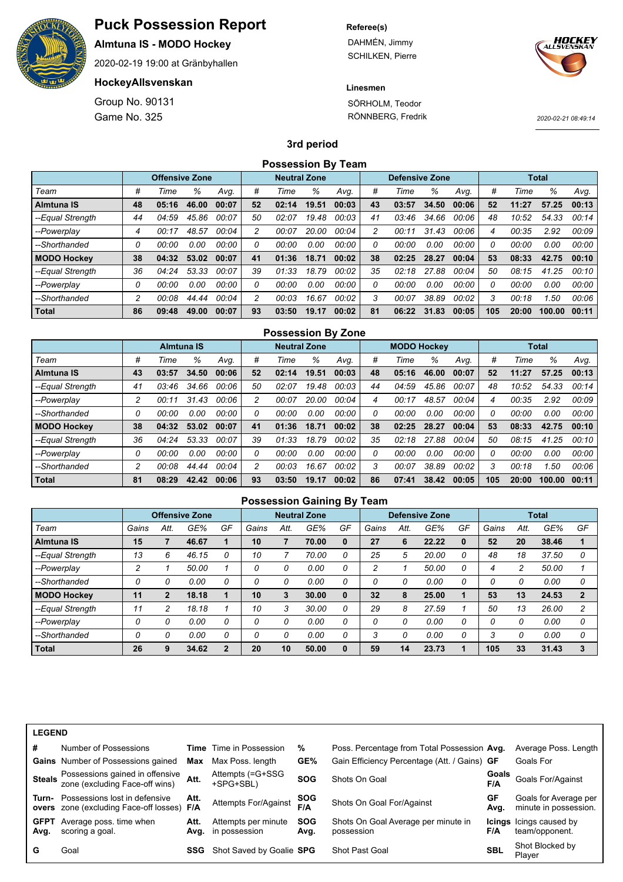# Puck Possession Report

**Almtuna IS - MODO Hockey**

2020-02-19 19:00 at Gränbyhallen

**HockeyAllsvenskan**

Group No. 90131

Game No. 325

**Referee(s)**

DAHMÉN, Jimmy
SCHILKEN, Pierre

**Linesmen**

SÖRHOLM, Teodor
RÖNNBERG, Fredrik

*2020-02-21 08:49:14*

## 3rd period

### Possession By Team

| | Offensive Zone | | | | Neutral Zone | | | | Defensive Zone | | | | Total | | | |
|---|---|---|---|---|---|---|---|---|---|---|---|---|---|---|---|---|
| *Team* | *#* | *Time* | *%* | *Avg.* | *#* | *Time* | *%* | *Avg.* | *#* | *Time* | *%* | *Avg.* | *#* | *Time* | *%* | *Avg.* |
| **Almtuna IS** | **48** | **05:16** | **46.00** | **00:07** | **52** | **02:14** | **19.51** | **00:03** | **43** | **03:57** | **34.50** | **00:06** | **52** | **11:27** | **57.25** | **00:13** |
| *--Equal Strength* | *44* | *04:59* | *45.86* | *00:07* | *50* | *02:07* | *19.48* | *00:03* | *41* | *03:46* | *34.66* | *00:06* | *48* | *10:52* | *54.33* | *00:14* |
| *--Powerplay* | *4* | *00:17* | *48.57* | *00:04* | *2* | *00:07* | *20.00* | *00:04* | *2* | *00:11* | *31.43* | *00:06* | *4* | *00:35* | *2.92* | *00:09* |
| *--Shorthanded* | *0* | *00:00* | *0.00* | *00:00* | *0* | *00:00* | *0.00* | *00:00* | *0* | *00:00* | *0.00* | *00:00* | *0* | *00:00* | *0.00* | *00:00* |
| **MODO Hockey** | **38** | **04:32** | **53.02** | **00:07** | **41** | **01:36** | **18.71** | **00:02** | **38** | **02:25** | **28.27** | **00:04** | **53** | **08:33** | **42.75** | **00:10** |
| *--Equal Strength* | *36* | *04:24* | *53.33* | *00:07* | *39* | *01:33* | *18.79* | *00:02* | *35* | *02:18* | *27.88* | *00:04* | *50* | *08:15* | *41.25* | *00:10* |
| *--Powerplay* | *0* | *00:00* | *0.00* | *00:00* | *0* | *00:00* | *0.00* | *00:00* | *0* | *00:00* | *0.00* | *00:00* | *0* | *00:00* | *0.00* | *00:00* |
| *--Shorthanded* | *2* | *00:08* | *44.44* | *00:04* | *2* | *00:03* | *16.67* | *00:02* | *3* | *00:07* | *38.89* | *00:02* | *3* | *00:18* | *1.50* | *00:06* |
| **Total** | **86** | **09:48** | **49.00** | **00:07** | **93** | **03:50** | **19.17** | **00:02** | **81** | **06:22** | **31.83** | **00:05** | **105** | **20:00** | **100.00** | **00:11** |

### Possession By Zone

| | Almtuna IS | | | | Neutral Zone | | | | MODO Hockey | | | | Total | | | |
|---|---|---|---|---|---|---|---|---|---|---|---|---|---|---|---|---|
| *Team* | *#* | *Time* | *%* | *Avg.* | *#* | *Time* | *%* | *Avg.* | *#* | *Time* | *%* | *Avg.* | *#* | *Time* | *%* | *Avg.* |
| **Almtuna IS** | **43** | **03:57** | **34.50** | **00:06** | **52** | **02:14** | **19.51** | **00:03** | **48** | **05:16** | **46.00** | **00:07** | **52** | **11:27** | **57.25** | **00:13** |
| *--Equal Strength* | *41* | *03:46* | *34.66* | *00:06* | *50* | *02:07* | *19.48* | *00:03* | *44* | *04:59* | *45.86* | *00:07* | *48* | *10:52* | *54.33* | *00:14* |
| *--Powerplay* | *2* | *00:11* | *31.43* | *00:06* | *2* | *00:07* | *20.00* | *00:04* | *4* | *00:17* | *48.57* | *00:04* | *4* | *00:35* | *2.92* | *00:09* |
| *--Shorthanded* | *0* | *00:00* | *0.00* | *00:00* | *0* | *00:00* | *0.00* | *00:00* | *0* | *00:00* | *0.00* | *00:00* | *0* | *00:00* | *0.00* | *00:00* |
| **MODO Hockey** | **38** | **04:32** | **53.02** | **00:07** | **41** | **01:36** | **18.71** | **00:02** | **38** | **02:25** | **28.27** | **00:04** | **53** | **08:33** | **42.75** | **00:10** |
| *--Equal Strength* | *36* | *04:24* | *53.33* | *00:07* | *39* | *01:33* | *18.79* | *00:02* | *35* | *02:18* | *27.88* | *00:04* | *50* | *08:15* | *41.25* | *00:10* |
| *--Powerplay* | *0* | *00:00* | *0.00* | *00:00* | *0* | *00:00* | *0.00* | *00:00* | *0* | *00:00* | *0.00* | *00:00* | *0* | *00:00* | *0.00* | *00:00* |
| *--Shorthanded* | *2* | *00:08* | *44.44* | *00:04* | *2* | *00:03* | *16.67* | *00:02* | *3* | *00:07* | *38.89* | *00:02* | *3* | *00:18* | *1.50* | *00:06* |
| **Total** | **81** | **08:29** | **42.42** | **00:06** | **93** | **03:50** | **19.17** | **00:02** | **86** | **07:41** | **38.42** | **00:05** | **105** | **20:00** | **100.00** | **00:11** |

### Possession Gaining By Team

| | Offensive Zone | | | | Neutral Zone | | | | Defensive Zone | | | | Total | | | |
|---|---|---|---|---|---|---|---|---|---|---|---|---|---|---|---|---|
| *Team* | *Gains* | *Att.* | *GE%* | *GF* | *Gains* | *Att.* | *GE%* | *GF* | *Gains* | *Att.* | *GE%* | *GF* | *Gains* | *Att.* | *GE%* | *GF* |
| **Almtuna IS** | **15** | **7** | **46.67** | **1** | **10** | **7** | **70.00** | **0** | **27** | **6** | **22.22** | **0** | **52** | **20** | **38.46** | **1** |
| *--Equal Strength* | *13* | *6* | *46.15* | *0* | *10* | *7* | *70.00* | *0* | *25* | *5* | *20.00* | *0* | *48* | *18* | *37.50* | *0* |
| *--Powerplay* | *2* | *1* | *50.00* | *1* | *0* | *0* | *0.00* | *0* | *2* | *1* | *50.00* | *0* | *4* | *2* | *50.00* | *1* |
| *--Shorthanded* | *0* | *0* | *0.00* | *0* | *0* | *0* | *0.00* | *0* | *0* | *0* | *0.00* | *0* | *0* | *0* | *0.00* | *0* |
| **MODO Hockey** | **11** | **2** | **18.18** | **1** | **10** | **3** | **30.00** | **0** | **32** | **8** | **25.00** | **1** | **53** | **13** | **24.53** | **2** |
| *--Equal Strength* | *11* | *2* | *18.18* | *1* | *10* | *3* | *30.00* | *0* | *29* | *8* | *27.59* | *1* | *50* | *13* | *26.00* | *2* |
| *--Powerplay* | *0* | *0* | *0.00* | *0* | *0* | *0* | *0.00* | *0* | *0* | *0* | *0.00* | *0* | *0* | *0* | *0.00* | *0* |
| *--Shorthanded* | *0* | *0* | *0.00* | *0* | *0* | *0* | *0.00* | *0* | *3* | *0* | *0.00* | *0* | *3* | *0* | *0.00* | *0* |
| **Total** | **26** | **9** | **34.62** | **2** | **20** | **10** | **50.00** | **0** | **59** | **14** | **23.73** | **1** | **105** | **33** | **31.43** | **3** |

**LEGEND**

| | | | | | | | |
|---|---|---|---|---|---|---|---|
| **#** | Number of Possessions | **Time** | Time in Possession | **%** | Poss. Percentage from Total Possession | **Avg.** | Average Poss. Length |
| **Gains** | Number of Possessions gained | **Max** | Max Poss. length | **GE%** | Gain Efficiency Percentage (Att. / Gains) | **GF** | Goals For |
| **Steals** | Possessions gained in offensive zone (excluding Face-off wins) | **Att.** | Attempts (=G+SSG +SPG+SBL) | **SOG** | Shots On Goal | **Goals F/A** | Goals For/Against |
| **Turn-overs** | Possessions lost in defensive zone (excluding Face-off losses) | **Att. F/A** | Attempts For/Against | **SOG F/A** | Shots On Goal For/Against | **GF Avg.** | Goals for Average per minute in possession. |
| **GFPT Avg.** | Average poss. time when scoring a goal. | **Att. Avg.** | Attempts per minute in possession | **SOG Avg.** | Shots On Goal Average per minute in possession | **Icings F/A** | Icings caused by team/opponent. |
| **G** | Goal | **SSG** | Shot Saved by Goalie | **SPG** | Shot Past Goal | **SBL** | Shot Blocked by Player |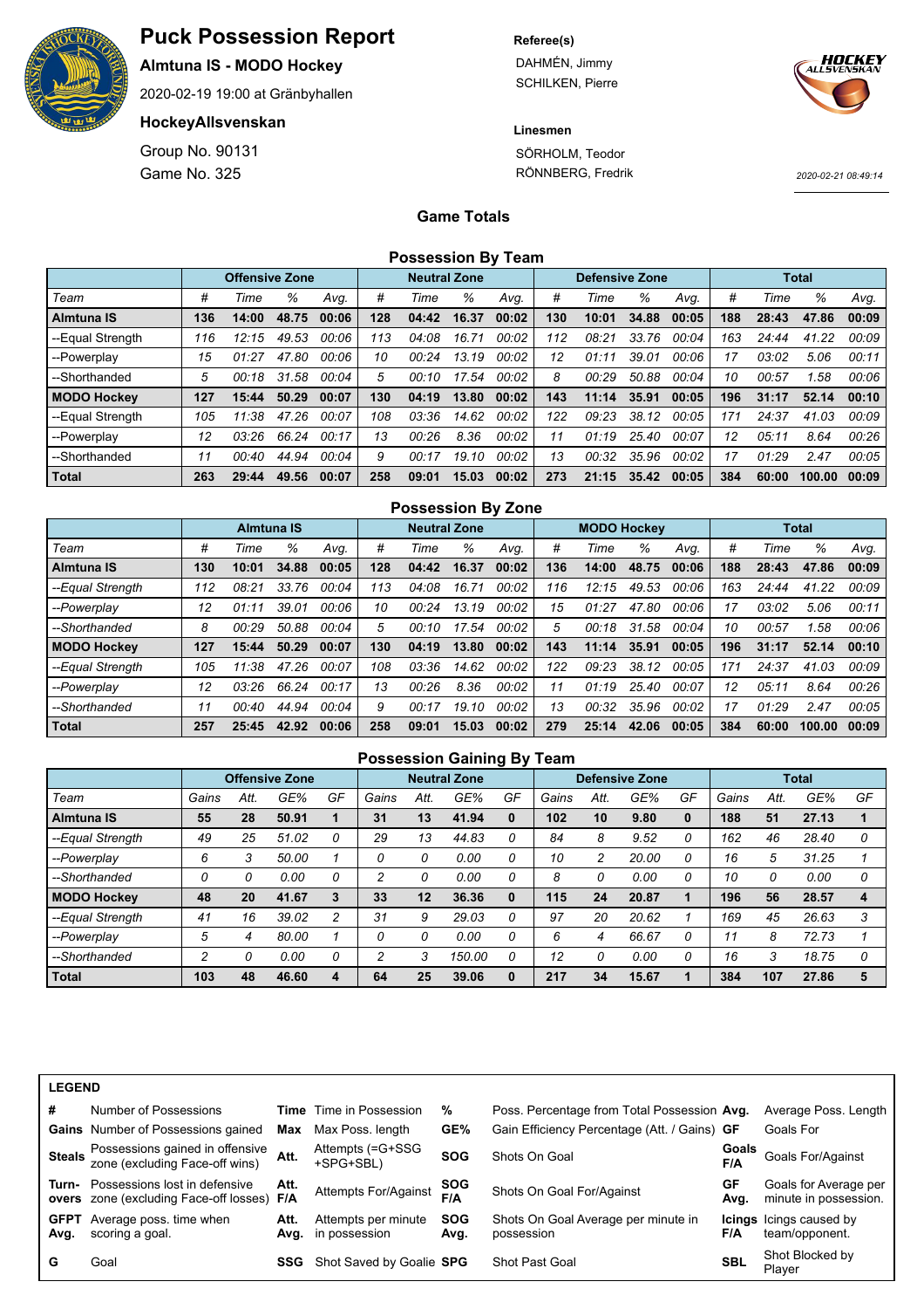# Puck Possession Report

**Almtuna IS - MODO Hockey**

2020-02-19 19:00 at Gränbyhallen

**HockeyAllsvenskan**

Group No. 90131

Game No. 325

**Referee(s)**

DAHMÉN, Jimmy

SCHILKEN, Pierre

**Linesmen**

SÖRHOLM, Teodor

RÖNNBERG, Fredrik

2020-02-21 08:49:14

## Game Totals

### Possession By Team

| | Offensive Zone | | | | Neutral Zone | | | | Defensive Zone | | | | Total | | | |
|---|---|---|---|---|---|---|---|---|---|---|---|---|---|---|---|---|
| Team | # | Time | % | Avg. | # | Time | % | Avg. | # | Time | % | Avg. | # | Time | % | Avg. |
| **Almtuna IS** | **136** | **14:00** | **48.75** | **00:06** | **128** | **04:42** | **16.37** | **00:02** | **130** | **10:01** | **34.88** | **00:05** | **188** | **28:43** | **47.86** | **00:09** |
| --Equal Strength | 116 | 12:15 | 49.53 | 00:06 | 113 | 04:08 | 16.71 | 00:02 | 112 | 08:21 | 33.76 | 00:04 | 163 | 24:44 | 41.22 | 00:09 |
| --Powerplay | 15 | 01:27 | 47.80 | 00:06 | 10 | 00:24 | 13.19 | 00:02 | 12 | 01:11 | 39.01 | 00:06 | 17 | 03:02 | 5.06 | 00:11 |
| --Shorthanded | 5 | 00:18 | 31.58 | 00:04 | 5 | 00:10 | 17.54 | 00:02 | 8 | 00:29 | 50.88 | 00:04 | 10 | 00:57 | 1.58 | 00:06 |
| **MODO Hockey** | **127** | **15:44** | **50.29** | **00:07** | **130** | **04:19** | **13.80** | **00:02** | **143** | **11:14** | **35.91** | **00:05** | **196** | **31:17** | **52.14** | **00:10** |
| --Equal Strength | 105 | 11:38 | 47.26 | 00:07 | 108 | 03:36 | 14.62 | 00:02 | 122 | 09:23 | 38.12 | 00:05 | 171 | 24:37 | 41.03 | 00:09 |
| --Powerplay | 12 | 03:26 | 66.24 | 00:17 | 13 | 00:26 | 8.36 | 00:02 | 11 | 01:19 | 25.40 | 00:07 | 12 | 05:11 | 8.64 | 00:26 |
| --Shorthanded | 11 | 00:40 | 44.94 | 00:04 | 9 | 00:17 | 19.10 | 00:02 | 13 | 00:32 | 35.96 | 00:02 | 17 | 01:29 | 2.47 | 00:05 |
| **Total** | **263** | **29:44** | **49.56** | **00:07** | **258** | **09:01** | **15.03** | **00:02** | **273** | **21:15** | **35.42** | **00:05** | **384** | **60:00** | **100.00** | **00:09** |

### Possession By Zone

| | Almtuna IS | | | | Neutral Zone | | | | MODO Hockey | | | | Total | | | |
|---|---|---|---|---|---|---|---|---|---|---|---|---|---|---|---|---|
| Team | # | Time | % | Avg. | # | Time | % | Avg. | # | Time | % | Avg. | # | Time | % | Avg. |
| **Almtuna IS** | **130** | **10:01** | **34.88** | **00:05** | **128** | **04:42** | **16.37** | **00:02** | **136** | **14:00** | **48.75** | **00:06** | **188** | **28:43** | **47.86** | **00:09** |
| --Equal Strength | 112 | 08:21 | 33.76 | 00:04 | 113 | 04:08 | 16.71 | 00:02 | 116 | 12:15 | 49.53 | 00:06 | 163 | 24:44 | 41.22 | 00:09 |
| --Powerplay | 12 | 01:11 | 39.01 | 00:06 | 10 | 00:24 | 13.19 | 00:02 | 15 | 01:27 | 47.80 | 00:06 | 17 | 03:02 | 5.06 | 00:11 |
| --Shorthanded | 8 | 00:29 | 50.88 | 00:04 | 5 | 00:10 | 17.54 | 00:02 | 5 | 00:18 | 31.58 | 00:04 | 10 | 00:57 | 1.58 | 00:06 |
| **MODO Hockey** | **127** | **15:44** | **50.29** | **00:07** | **130** | **04:19** | **13.80** | **00:02** | **143** | **11:14** | **35.91** | **00:05** | **196** | **31:17** | **52.14** | **00:10** |
| --Equal Strength | 105 | 11:38 | 47.26 | 00:07 | 108 | 03:36 | 14.62 | 00:02 | 122 | 09:23 | 38.12 | 00:05 | 171 | 24:37 | 41.03 | 00:09 |
| --Powerplay | 12 | 03:26 | 66.24 | 00:17 | 13 | 00:26 | 8.36 | 00:02 | 11 | 01:19 | 25.40 | 00:07 | 12 | 05:11 | 8.64 | 00:26 |
| --Shorthanded | 11 | 00:40 | 44.94 | 00:04 | 9 | 00:17 | 19.10 | 00:02 | 13 | 00:32 | 35.96 | 00:02 | 17 | 01:29 | 2.47 | 00:05 |
| **Total** | **257** | **25:45** | **42.92** | **00:06** | **258** | **09:01** | **15.03** | **00:02** | **279** | **25:14** | **42.06** | **00:05** | **384** | **60:00** | **100.00** | **00:09** |

### Possession Gaining By Team

| | Offensive Zone | | | | Neutral Zone | | | | Defensive Zone | | | | Total | | | |
|---|---|---|---|---|---|---|---|---|---|---|---|---|---|---|---|---|
| Team | Gains | Att. | GE% | GF | Gains | Att. | GE% | GF | Gains | Att. | GE% | GF | Gains | Att. | GE% | GF |
| **Almtuna IS** | **55** | **28** | **50.91** | **1** | **31** | **13** | **41.94** | **0** | **102** | **10** | **9.80** | **0** | **188** | **51** | **27.13** | **1** |
| --Equal Strength | 49 | 25 | 51.02 | 0 | 29 | 13 | 44.83 | 0 | 84 | 8 | 9.52 | 0 | 162 | 46 | 28.40 | 0 |
| --Powerplay | 6 | 3 | 50.00 | 1 | 0 | 0 | 0.00 | 0 | 10 | 2 | 20.00 | 0 | 16 | 5 | 31.25 | 1 |
| --Shorthanded | 0 | 0 | 0.00 | 0 | 2 | 0 | 0.00 | 0 | 8 | 0 | 0.00 | 0 | 10 | 0 | 0.00 | 0 |
| **MODO Hockey** | **48** | **20** | **41.67** | **3** | **33** | **12** | **36.36** | **0** | **115** | **24** | **20.87** | **1** | **196** | **56** | **28.57** | **4** |
| --Equal Strength | 41 | 16 | 39.02 | 2 | 31 | 9 | 29.03 | 0 | 97 | 20 | 20.62 | 1 | 169 | 45 | 26.63 | 3 |
| --Powerplay | 5 | 4 | 80.00 | 1 | 0 | 0 | 0.00 | 0 | 6 | 4 | 66.67 | 0 | 11 | 8 | 72.73 | 1 |
| --Shorthanded | 2 | 0 | 0.00 | 0 | 2 | 3 | 150.00 | 0 | 12 | 0 | 0.00 | 0 | 16 | 3 | 18.75 | 0 |
| **Total** | **103** | **48** | **46.60** | **4** | **64** | **25** | **39.06** | **0** | **217** | **34** | **15.67** | **1** | **384** | **107** | **27.86** | **5** |

**LEGEND**

| | | | | | | | |
|---|---|---|---|---|---|---|---|
| **#** | Number of Possessions | **Time** | Time in Possession | **%** | Poss. Percentage from Total Possession | **Avg.** | Average Poss. Length |
| **Gains** | Number of Possessions gained | **Max** | Max Poss. length | **GE%** | Gain Efficiency Percentage (Att. / Gains) | **GF** | Goals For |
| **Steals** | Possessions gained in offensive zone (excluding Face-off wins) | **Att.** | Attempts (=G+SSG +SPG+SBL) | **SOG** | Shots On Goal | **Goals F/A** | Goals For/Against |
| **Turn-overs** | Possessions lost in defensive zone (excluding Face-off losses) | **Att. F/A** | Attempts For/Against | **SOG F/A** | Shots On Goal For/Against | **GF Avg.** | Goals for Average per minute in possession. |
| **GFPT Avg.** | Average poss. time when scoring a goal. | **Att. Avg.** | Attempts per minute in possession | **SOG Avg.** | Shots On Goal Average per minute in possession | **Icings F/A** | Icings caused by team/opponent. |
| **G** | Goal | **SSG** | Shot Saved by Goalie | **SPG** | Shot Past Goal | **SBL** | Shot Blocked by Player |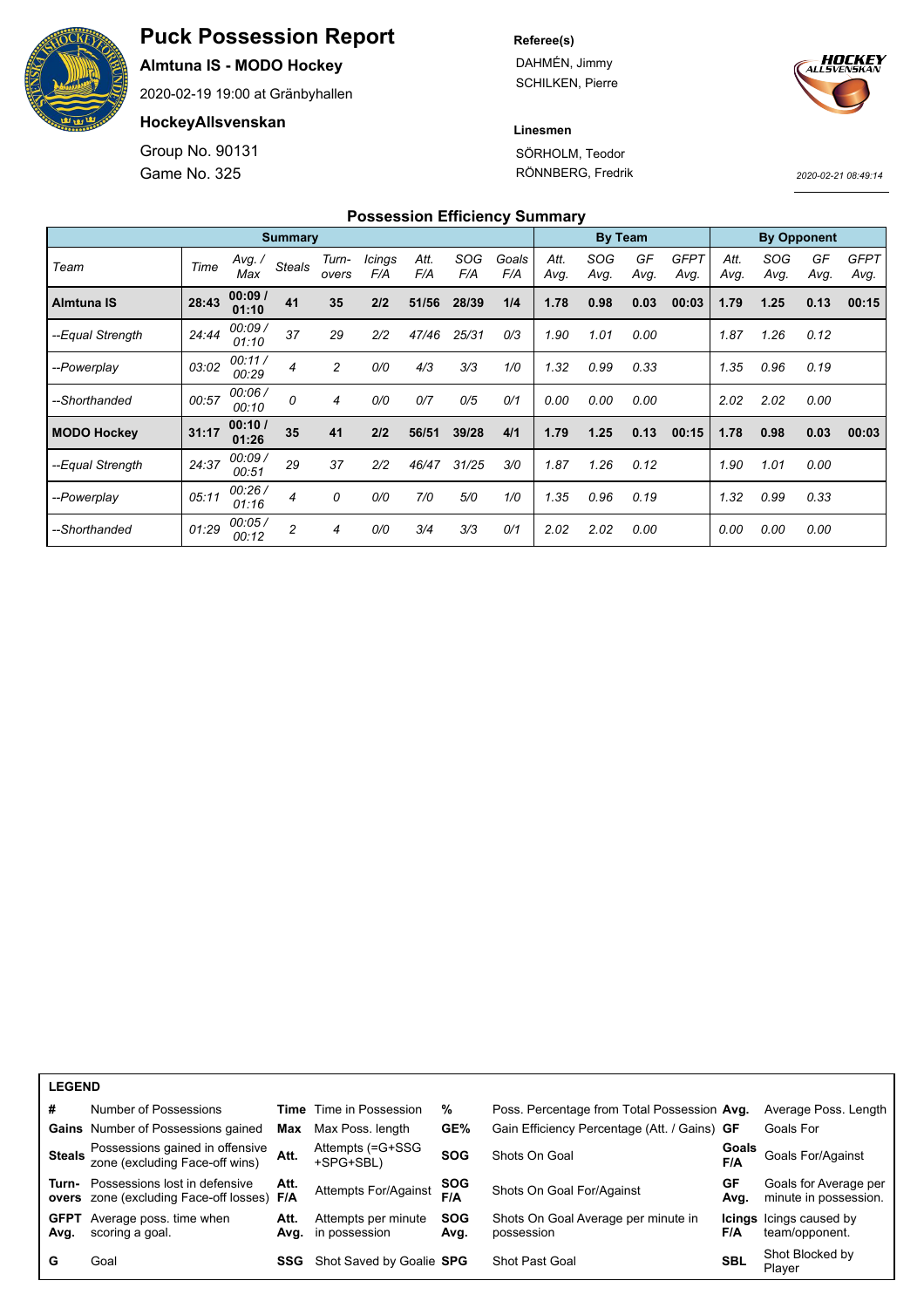# Puck Possession Report

**Almtuna IS - MODO Hockey**

2020-02-19 19:00 at Gränbyhallen

**HockeyAllsvenskan**

Group No. 90131

Game No. 325

**Referee(s)**

DAHMÉN, Jimmy

SCHILKEN, Pierre

**Linesmen**

SÖRHOLM, Teodor

RÖNNBERG, Fredrik

*2020-02-21 08:49:14*

## Possession Efficiency Summary

| Summary | | | | | | | | | By Team | | | | By Opponent | | | |
|---|---|---|---|---|---|---|---|---|---|---|---|---|---|---|---|---|
| *Team* | *Time* | *Avg. / Max* | *Steals* | *Turn-overs* | *Icings F/A* | *Att. F/A* | *SOG F/A* | *Goals F/A* | *Att. Avg.* | *SOG Avg.* | *GF Avg.* | *GFPT Avg.* | *Att. Avg.* | *SOG Avg.* | *GF Avg.* | *GFPT Avg.* |
| **Almtuna IS** | **28:43** | **00:09 / 01:10** | **41** | **35** | **2/2** | **51/56** | **28/39** | **1/4** | **1.78** | **0.98** | **0.03** | **00:03** | **1.79** | **1.25** | **0.13** | **00:15** |
| *--Equal Strength* | *24:44* | *00:09 / 01:10* | *37* | *29* | *2/2* | *47/46* | *25/31* | *0/3* | *1.90* | *1.01* | *0.00* | | *1.87* | *1.26* | *0.12* | |
| *--Powerplay* | *03:02* | *00:11 / 00:29* | *4* | *2* | *0/0* | *4/3* | *3/3* | *1/0* | *1.32* | *0.99* | *0.33* | | *1.35* | *0.96* | *0.19* | |
| *--Shorthanded* | *00:57* | *00:06 / 00:10* | *0* | *4* | *0/0* | *0/7* | *0/5* | *0/1* | *0.00* | *0.00* | *0.00* | | *2.02* | *2.02* | *0.00* | |
| **MODO Hockey** | **31:17** | **00:10 / 01:26** | **35** | **41** | **2/2** | **56/51** | **39/28** | **4/1** | **1.79** | **1.25** | **0.13** | **00:15** | **1.78** | **0.98** | **0.03** | **00:03** |
| *--Equal Strength* | *24:37* | *00:09 / 00:51* | *29* | *37* | *2/2* | *46/47* | *31/25* | *3/0* | *1.87* | *1.26* | *0.12* | | *1.90* | *1.01* | *0.00* | |
| *--Powerplay* | *05:11* | *00:26 / 01:16* | *4* | *0* | *0/0* | *7/0* | *5/0* | *1/0* | *1.35* | *0.96* | *0.19* | | *1.32* | *0.99* | *0.33* | |
| *--Shorthanded* | *01:29* | *00:05 / 00:12* | *2* | *4* | *0/0* | *3/4* | *3/3* | *0/1* | *2.02* | *2.02* | *0.00* | | *0.00* | *0.00* | *0.00* | |

**LEGEND**

| | | | | | | | |
|---|---|---|---|---|---|---|---|
| **#** | Number of Possessions | **Time** | Time in Possession | **%** | Poss. Percentage from Total Possession | **Avg.** | Average Poss. Length |
| **Gains** | Number of Possessions gained | **Max** | Max Poss. length | **GE%** | Gain Efficiency Percentage (Att. / Gains) | **GF** | Goals For |
| **Steals** | Possessions gained in offensive zone (excluding Face-off wins) | **Att.** | Attempts (=G+SSG +SPG+SBL) | **SOG** | Shots On Goal | **Goals F/A** | Goals For/Against |
| **Turn-overs** | Possessions lost in defensive zone (excluding Face-off losses) | **Att. F/A** | Attempts For/Against | **SOG F/A** | Shots On Goal For/Against | **GF Avg.** | Goals for Average per minute in possession. |
| **GFPT Avg.** | Average poss. time when scoring a goal. | **Att. Avg.** | Attempts per minute in possession | **SOG Avg.** | Shots On Goal Average per minute in possession | **Icings F/A** | Icings caused by team/opponent. |
| **G** | Goal | **SSG** | Shot Saved by Goalie | **SPG** | Shot Past Goal | **SBL** | Shot Blocked by Player |